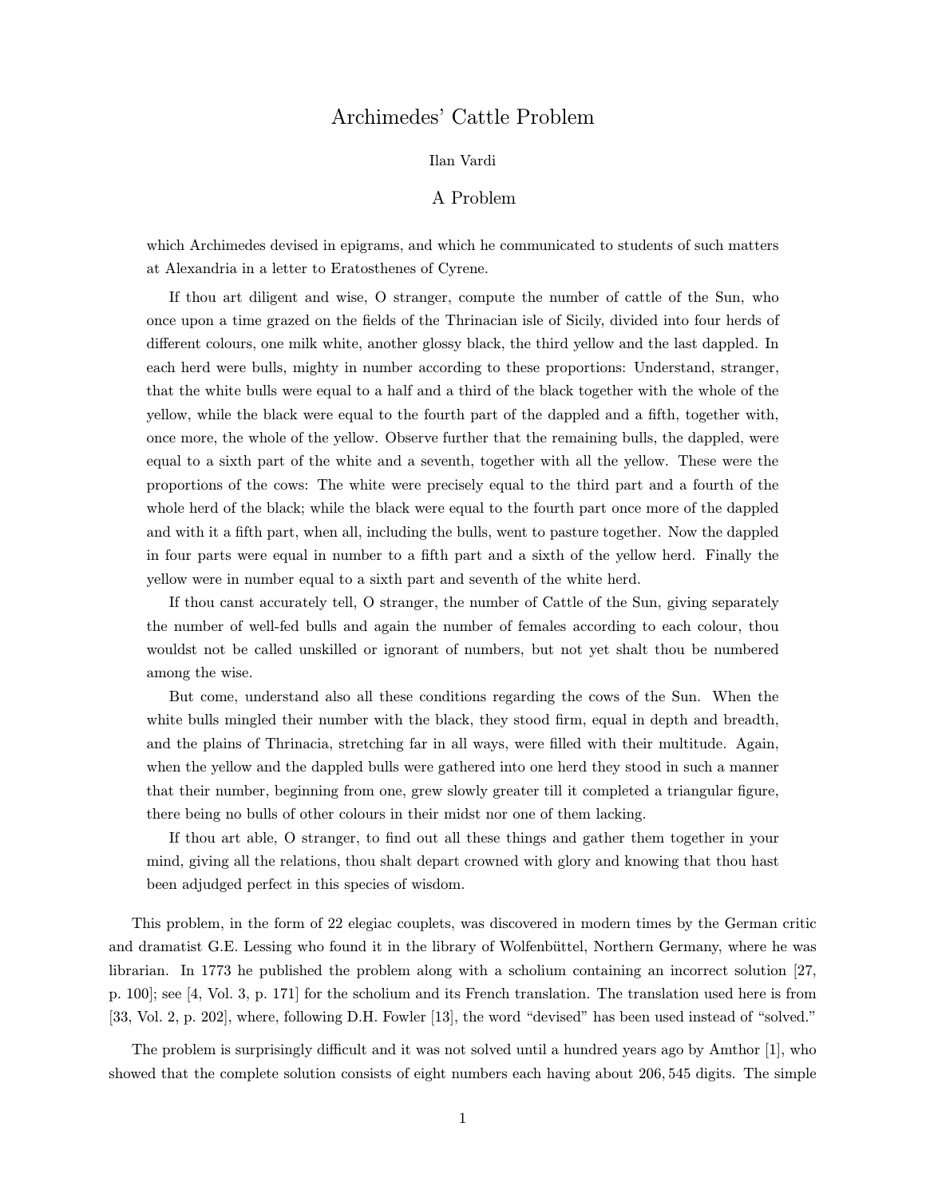# Archimedes' Cattle Problem

Ilan Vardi

## A Problem

> which Archimedes devised in epigrams, and which he communicated to students of such matters at Alexandria in a letter to Eratosthenes of Cyrene.
>
> If thou art diligent and wise, O stranger, compute the number of cattle of the Sun, who once upon a time grazed on the fields of the Thrinacian isle of Sicily, divided into four herds of different colours, one milk white, another glossy black, the third yellow and the last dappled. In each herd were bulls, mighty in number according to these proportions: Understand, stranger, that the white bulls were equal to a half and a third of the black together with the whole of the yellow, while the black were equal to the fourth part of the dappled and a fifth, together with, once more, the whole of the yellow. Observe further that the remaining bulls, the dappled, were equal to a sixth part of the white and a seventh, together with all the yellow. These were the proportions of the cows: The white were precisely equal to the third part and a fourth of the whole herd of the black; while the black were equal to the fourth part once more of the dappled and with it a fifth part, when all, including the bulls, went to pasture together. Now the dappled in four parts were equal in number to a fifth part and a sixth of the yellow herd. Finally the yellow were in number equal to a sixth part and seventh of the white herd.
>
> If thou canst accurately tell, O stranger, the number of Cattle of the Sun, giving separately the number of well-fed bulls and again the number of females according to each colour, thou wouldst not be called unskilled or ignorant of numbers, but not yet shalt thou be numbered among the wise.
>
> But come, understand also all these conditions regarding the cows of the Sun. When the white bulls mingled their number with the black, they stood firm, equal in depth and breadth, and the plains of Thrinacia, stretching far in all ways, were filled with their multitude. Again, when the yellow and the dappled bulls were gathered into one herd they stood in such a manner that their number, beginning from one, grew slowly greater till it completed a triangular figure, there being no bulls of other colours in their midst nor one of them lacking.
>
> If thou art able, O stranger, to find out all these things and gather them together in your mind, giving all the relations, thou shalt depart crowned with glory and knowing that thou hast been adjudged perfect in this species of wisdom.

This problem, in the form of 22 elegiac couplets, was discovered in modern times by the German critic and dramatist G.E. Lessing who found it in the library of Wolfenbüttel, Northern Germany, where he was librarian. In 1773 he published the problem along with a scholium containing an incorrect solution [27, p. 100]; see [4, Vol. 3, p. 171] for the scholium and its French translation. The translation used here is from [33, Vol. 2, p. 202], where, following D.H. Fowler [13], the word "devised" has been used instead of "solved."

The problem is surprisingly difficult and it was not solved until a hundred years ago by Amthor [1], who showed that the complete solution consists of eight numbers each having about 206,545 digits. The simple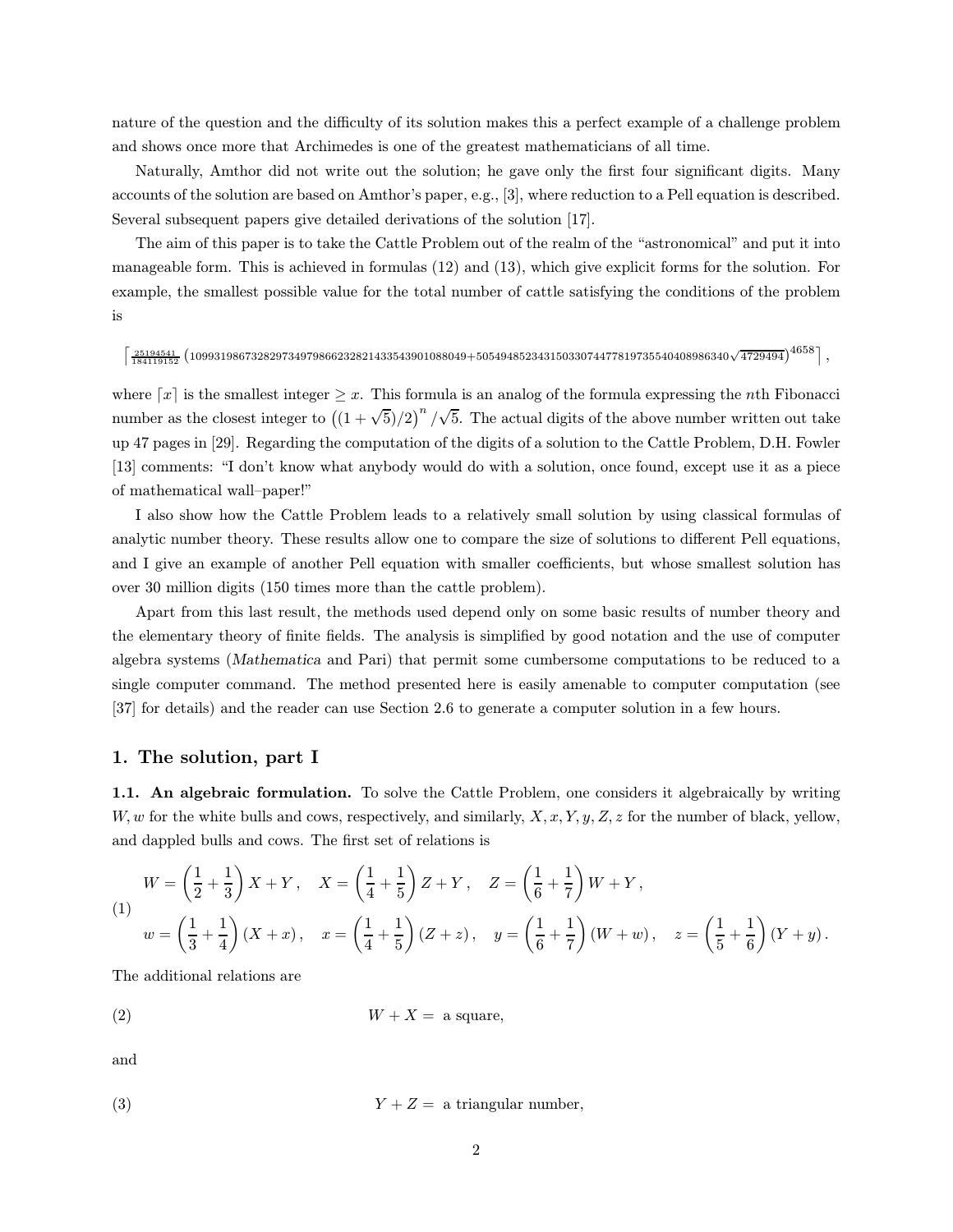nature of the question and the difficulty of its solution makes this a perfect example of a challenge problem and shows once more that Archimedes is one of the greatest mathematicians of all time.

Naturally, Amthor did not write out the solution; he gave only the first four significant digits. Many accounts of the solution are based on Amthor's paper, e.g., [3], where reduction to a Pell equation is described. Several subsequent papers give detailed derivations of the solution [17].

The aim of this paper is to take the Cattle Problem out of the realm of the "astronomical" and put it into manageable form. This is achieved in formulas (12) and (13), which give explicit forms for the solution. For example, the smallest possible value for the total number of cattle satisfying the conditions of the problem is

$$\left\lceil \tfrac{25194541}{184119152}\left(109931986732829734979866232821433543901088049+50549485234315033074477819735540408986340\sqrt{4729494}\right)^{4658}\right\rceil,$$

where $\lceil x\rceil$ is the smallest integer $\geq x$. This formula is an analog of the formula expressing the $n$th Fibonacci number as the closest integer to $\left((1+\sqrt{5})/2\right)^n/\sqrt{5}$. The actual digits of the above number written out take up 47 pages in [29]. Regarding the computation of the digits of a solution to the Cattle Problem, D.H. Fowler [13] comments: "I don't know what anybody would do with a solution, once found, except use it as a piece of mathematical wall–paper!"

I also show how the Cattle Problem leads to a relatively small solution by using classical formulas of analytic number theory. These results allow one to compare the size of solutions to different Pell equations, and I give an example of another Pell equation with smaller coefficients, but whose smallest solution has over 30 million digits (150 times more than the cattle problem).

Apart from this last result, the methods used depend only on some basic results of number theory and the elementary theory of finite fields. The analysis is simplified by good notation and the use of computer algebra systems (*Mathematica* and Pari) that permit some cumbersome computations to be reduced to a single computer command. The method presented here is easily amenable to computer computation (see [37] for details) and the reader can use Section 2.6 to generate a computer solution in a few hours.

## 1. The solution, part I

**1.1. An algebraic formulation.** To solve the Cattle Problem, one considers it algebraically by writing $W, w$ for the white bulls and cows, respectively, and similarly, $X, x, Y, y, Z, z$ for the number of black, yellow, and dappled bulls and cows. The first set of relations is

$$(1)\qquad \begin{aligned} &W=\left(\frac{1}{2}+\frac{1}{3}\right)X+Y\,,\quad X=\left(\frac{1}{4}+\frac{1}{5}\right)Z+Y\,,\quad Z=\left(\frac{1}{6}+\frac{1}{7}\right)W+Y\,,\\ &w=\left(\frac{1}{3}+\frac{1}{4}\right)(X+x)\,,\quad x=\left(\frac{1}{4}+\frac{1}{5}\right)(Z+z)\,,\quad y=\left(\frac{1}{6}+\frac{1}{7}\right)(W+w)\,,\quad z=\left(\frac{1}{5}+\frac{1}{6}\right)(Y+y)\,.\end{aligned}$$

The additional relations are

$$(2)\qquad W+X=\text{ a square,}$$

and

$$(3)\qquad Y+Z=\text{ a triangular number,}$$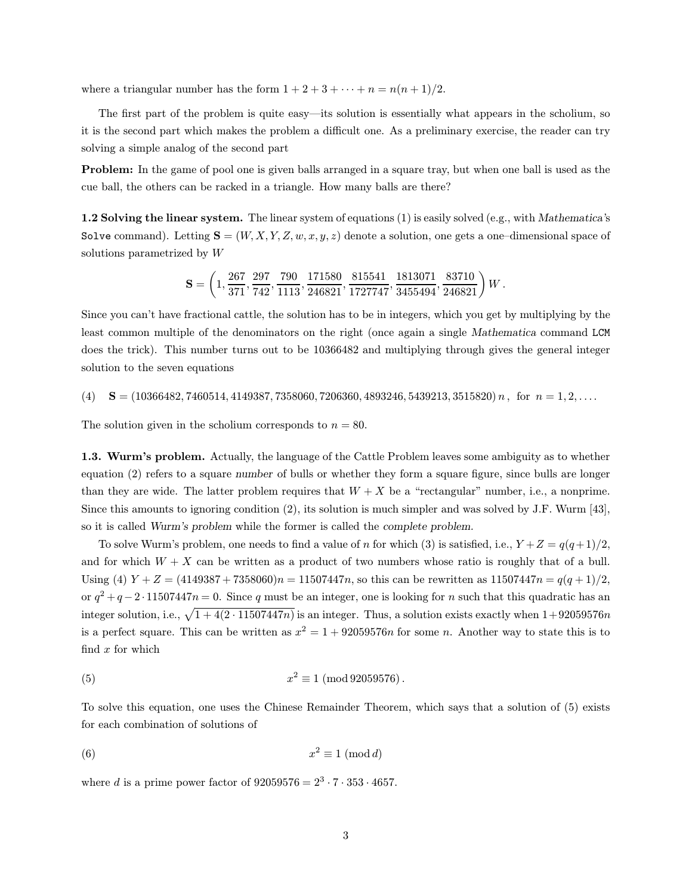where a triangular number has the form $1 + 2 + 3 + \cdots + n = n(n+1)/2$.

The first part of the problem is quite easy—its solution is essentially what appears in the scholium, so it is the second part which makes the problem a difficult one. As a preliminary exercise, the reader can try solving a simple analog of the second part

**Problem:** In the game of pool one is given balls arranged in a square tray, but when one ball is used as the cue ball, the others can be racked in a triangle. How many balls are there?

**1.2 Solving the linear system.** The linear system of equations (1) is easily solved (e.g., with *Mathematica*'s `Solve` command). Letting $\mathbf{S} = (W, X, Y, Z, w, x, y, z)$ denote a solution, one gets a one–dimensional space of solutions parametrized by $W$

$$\mathbf{S} = \left(1, \frac{267}{371}, \frac{297}{742}, \frac{790}{1113}, \frac{171580}{246821}, \frac{815541}{1727747}, \frac{1813071}{3455494}, \frac{83710}{246821}\right) W\,.$$

Since you can't have fractional cattle, the solution has to be in integers, which you get by multiplying by the least common multiple of the denominators on the right (once again a single *Mathematica* command `LCM` does the trick). This number turns out to be 10366482 and multiplying through gives the general integer solution to the seven equations

$$\mathbf{S} = (10366482, 7460514, 4149387, 7358060, 7206360, 4893246, 5439213, 3515820)\, n\,, \quad \text{for } n = 1, 2, \ldots. \tag{4}$$

The solution given in the scholium corresponds to $n = 80$.

**1.3. Wurm's problem.** Actually, the language of the Cattle Problem leaves some ambiguity as to whether equation (2) refers to a square *number* of bulls or whether they form a square figure, since bulls are longer than they are wide. The latter problem requires that $W + X$ be a "rectangular" number, i.e., a nonprime. Since this amounts to ignoring condition (2), its solution is much simpler and was solved by J.F. Wurm [43], so it is called *Wurm's problem* while the former is called the *complete problem*.

To solve Wurm's problem, one needs to find a value of $n$ for which (3) is satisfied, i.e., $Y + Z = q(q+1)/2$, and for which $W + X$ can be written as a product of two numbers whose ratio is roughly that of a bull. Using (4) $Y + Z = (4149387 + 7358060)n = 11507447n$, so this can be rewritten as $11507447n = q(q+1)/2$, or $q^2 + q - 2 \cdot 11507447n = 0$. Since $q$ must be an integer, one is looking for $n$ such that this quadratic has an integer solution, i.e., $\sqrt{1 + 4(2 \cdot 11507447n)}$ is an integer. Thus, a solution exists exactly when $1 + 92059576n$ is a perfect square. This can be written as $x^2 = 1 + 92059576n$ for some $n$. Another way to state this is to find $x$ for which

$$x^2 \equiv 1 \pmod{92059576}\,. \tag{5}$$

To solve this equation, one uses the Chinese Remainder Theorem, which says that a solution of (5) exists for each combination of solutions of

$$x^2 \equiv 1 \pmod{d} \tag{6}$$

where $d$ is a prime power factor of $92059576 = 2^3 \cdot 7 \cdot 353 \cdot 4657$.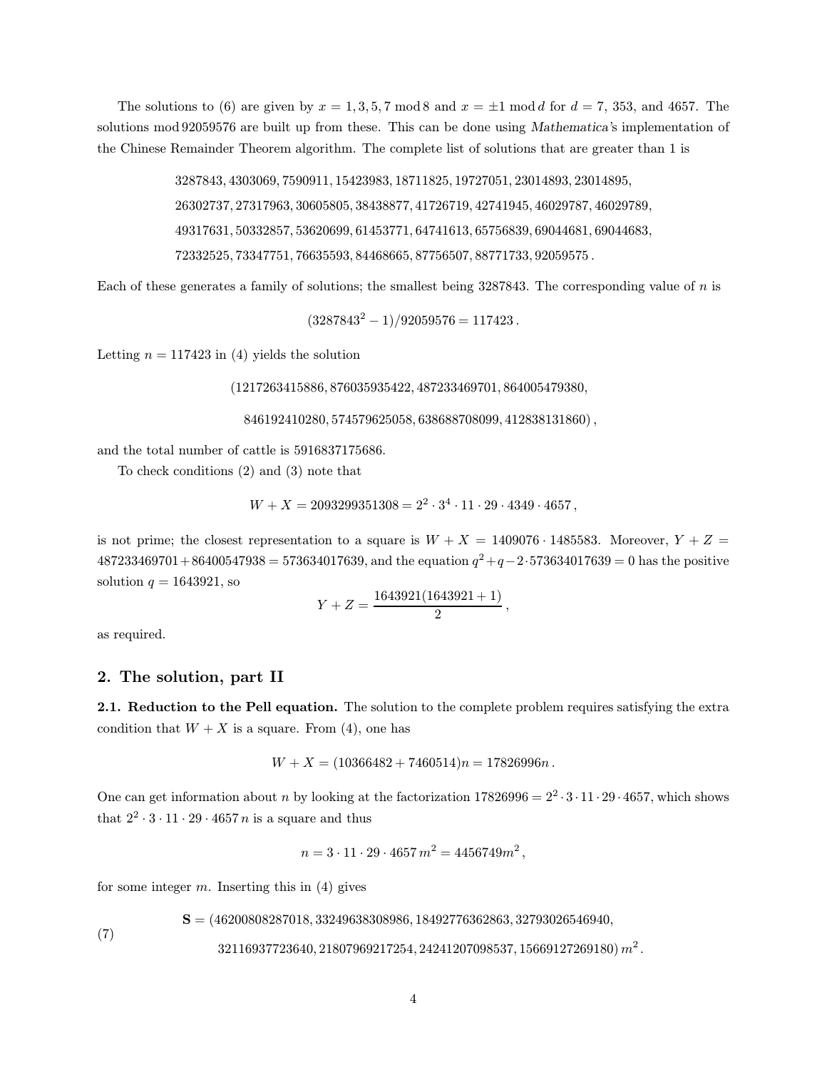The solutions to (6) are given by $x = 1, 3, 5, 7 \bmod 8$ and $x = \pm 1 \bmod d$ for $d = 7$, 353, and 4657. The solutions mod 92059576 are built up from these. This can be done using *Mathematica*'s implementation of the Chinese Remainder Theorem algorithm. The complete list of solutions that are greater than 1 is

$$\begin{gathered}
3287843, 4303069, 7590911, 15423983, 18711825, 19727051, 23014893, 23014895, \\
26302737, 27317963, 30605805, 38438877, 41726719, 42741945, 46029787, 46029789, \\
49317631, 50332857, 53620699, 61453771, 64741613, 65756839, 69044681, 69044683, \\
72332525, 73347751, 76635593, 84468665, 87756507, 88771733, 92059575\,.
\end{gathered}$$

Each of these generates a family of solutions; the smallest being 3287843. The corresponding value of $n$ is

$$(3287843^2 - 1)/92059576 = 117423\,.$$

Letting $n = 117423$ in (4) yields the solution

$$\begin{gathered}
(1217263415886, 876035935422, 487233469701, 864005479380, \\
846192410280, 574579625058, 638688708099, 412838131860)\,,
\end{gathered}$$

and the total number of cattle is 5916837175686.

To check conditions (2) and (3) note that

$$W + X = 2093299351308 = 2^2 \cdot 3^4 \cdot 11 \cdot 29 \cdot 4349 \cdot 4657\,,$$

is not prime; the closest representation to a square is $W + X = 1409076 \cdot 1485583$. Moreover, $Y + Z = 487233469701 + 86400547938 = 573634017639$, and the equation $q^2 + q - 2 \cdot 573634017639 = 0$ has the positive solution $q = 1643921$, so

$$Y + Z = \frac{1643921(1643921 + 1)}{2}\,,$$

as required.

## 2. The solution, part II

**2.1. Reduction to the Pell equation.** The solution to the complete problem requires satisfying the extra condition that $W + X$ is a square. From (4), one has

$$W + X = (10366482 + 7460514)n = 17826996n\,.$$

One can get information about $n$ by looking at the factorization $17826996 = 2^2 \cdot 3 \cdot 11 \cdot 29 \cdot 4657$, which shows that $2^2 \cdot 3 \cdot 11 \cdot 29 \cdot 4657\, n$ is a square and thus

$$n = 3 \cdot 11 \cdot 29 \cdot 4657\, m^2 = 4456749 m^2\,,$$

for some integer $m$. Inserting this in (4) gives

$$\begin{gathered}
\mathbf{S} = (46200808287018, 33249638308986, 18492776362863, 32793026546940, \\
32116937723640, 21807969217254, 24241207098537, 15669127269180)\, m^2\,.
\end{gathered} \tag{7}$$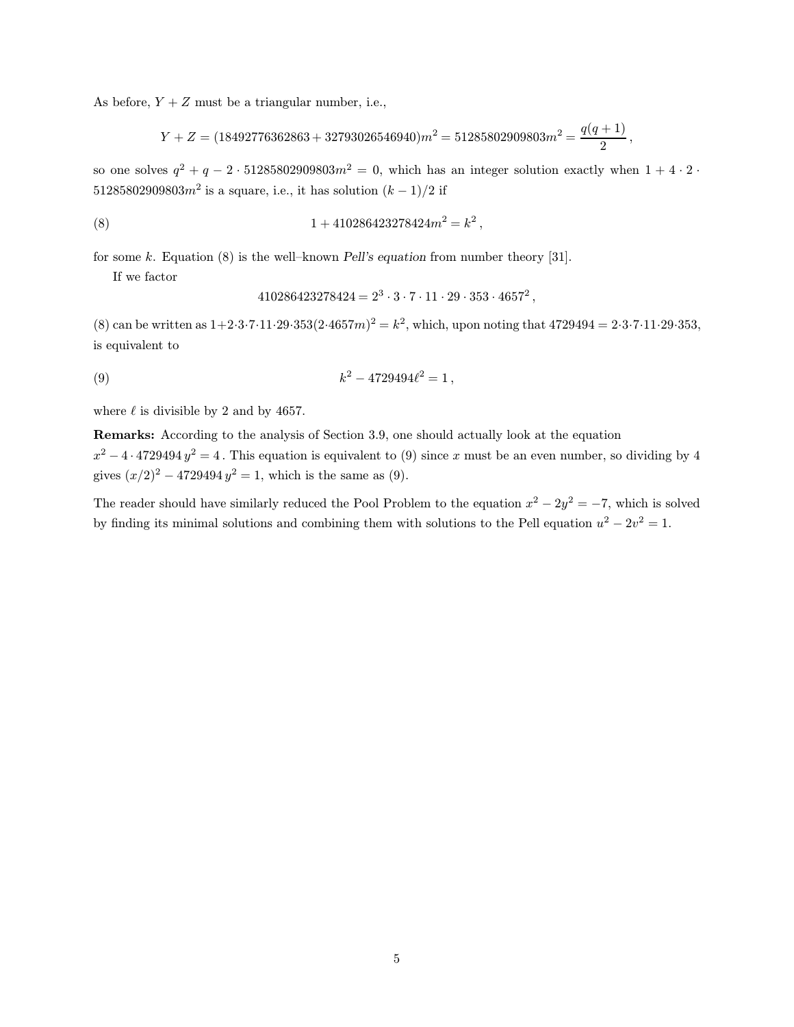As before, $Y + Z$ must be a triangular number, i.e.,

$$Y + Z = (18492776362863 + 32793026546940)m^2 = 51285802909803m^2 = \frac{q(q+1)}{2},$$

so one solves $q^2 + q - 2 \cdot 51285802909803m^2 = 0$, which has an integer solution exactly when $1 + 4 \cdot 2 \cdot 51285802909803m^2$ is a square, i.e., it has solution $(k-1)/2$ if

$$1 + 410286423278424m^2 = k^2, \tag{8}$$

for some $k$. Equation (8) is the well–known *Pell's equation* from number theory [31].

If we factor

$$410286423278424 = 2^3 \cdot 3 \cdot 7 \cdot 11 \cdot 29 \cdot 353 \cdot 4657^2,$$

(8) can be written as $1+2\cdot3\cdot7\cdot11\cdot29\cdot353(2\cdot4657m)^2 = k^2$, which, upon noting that $4729494 = 2\cdot3\cdot7\cdot11\cdot29\cdot353$, is equivalent to

$$k^2 - 4729494\ell^2 = 1, \tag{9}$$

where $\ell$ is divisible by 2 and by 4657.

**Remarks:** According to the analysis of Section 3.9, one should actually look at the equation $x^2 - 4 \cdot 4729494\, y^2 = 4$. This equation is equivalent to (9) since $x$ must be an even number, so dividing by 4 gives $(x/2)^2 - 4729494\, y^2 = 1$, which is the same as (9).

The reader should have similarly reduced the Pool Problem to the equation $x^2 - 2y^2 = -7$, which is solved by finding its minimal solutions and combining them with solutions to the Pell equation $u^2 - 2v^2 = 1$.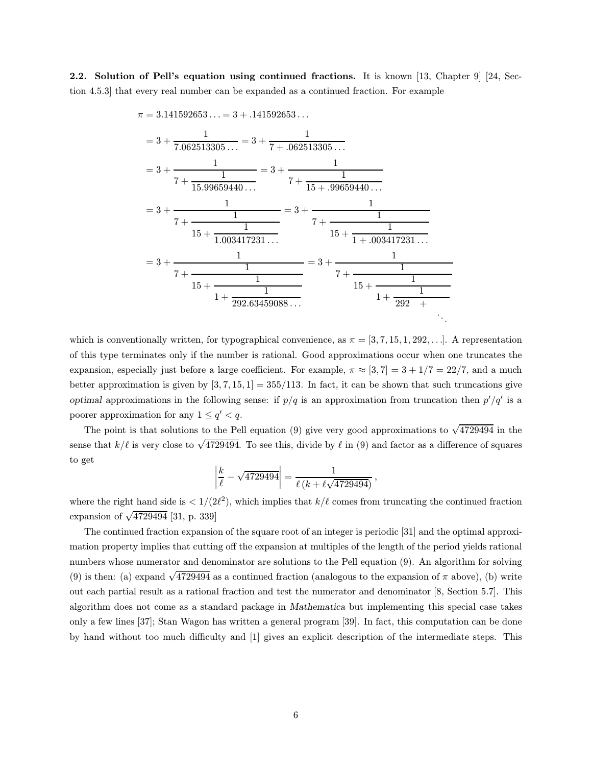**2.2. Solution of Pell's equation using continued fractions.** It is known [13, Chapter 9] [24, Section 4.5.3] that every real number can be expanded as a continued fraction. For example

$$
\begin{aligned}
\pi &= 3.141592653\ldots = 3 + .141592653\ldots \\
&= 3 + \cfrac{1}{7.062513305\ldots} = 3 + \cfrac{1}{7 + .062513305\ldots} \\
&= 3 + \cfrac{1}{7 + \cfrac{1}{15.99659440\ldots}} = 3 + \cfrac{1}{7 + \cfrac{1}{15 + .99659440\ldots}} \\
&= 3 + \cfrac{1}{7 + \cfrac{1}{15 + \cfrac{1}{1.003417231\ldots}}} = 3 + \cfrac{1}{7 + \cfrac{1}{15 + \cfrac{1}{1 + .003417231\ldots}}} \\
&= 3 + \cfrac{1}{7 + \cfrac{1}{15 + \cfrac{1}{1 + \cfrac{1}{292.63459088\ldots}}}} = 3 + \cfrac{1}{7 + \cfrac{1}{15 + \cfrac{1}{1 + \cfrac{1}{292 \quad + \ddots}}}}
\end{aligned}
$$

which is conventionally written, for typographical convenience, as $\pi = [3, 7, 15, 1, 292, \ldots]$. A representation of this type terminates only if the number is rational. Good approximations occur when one truncates the expansion, especially just before a large coefficient. For example, $\pi \approx [3, 7] = 3 + 1/7 = 22/7$, and a much better approximation is given by $[3, 7, 15, 1] = 355/113$. In fact, it can be shown that such truncations give *optimal* approximations in the following sense: if $p/q$ is an approximation from truncation then $p'/q'$ is a poorer approximation for any $1 \le q' < q$.

The point is that solutions to the Pell equation (9) give very good approximations to $\sqrt{4729494}$ in the sense that $k/\ell$ is very close to $\sqrt{4729494}$. To see this, divide by $\ell$ in (9) and factor as a difference of squares to get

$$
\left| \frac{k}{\ell} - \sqrt{4729494} \right| = \frac{1}{\ell \left( k + \ell\sqrt{4729494} \right)},
$$

where the right hand side is $< 1/(2\ell^2)$, which implies that $k/\ell$ comes from truncating the continued fraction expansion of $\sqrt{4729494}$ [31, p. 339]

The continued fraction expansion of the square root of an integer is periodic [31] and the optimal approximation property implies that cutting off the expansion at multiples of the length of the period yields rational numbers whose numerator and denominator are solutions to the Pell equation (9). An algorithm for solving (9) is then: (a) expand $\sqrt{4729494}$ as a continued fraction (analogous to the expansion of $\pi$ above), (b) write out each partial result as a rational fraction and test the numerator and denominator [8, Section 5.7]. This algorithm does not come as a standard package in *Mathematica* but implementing this special case takes only a few lines [37]; Stan Wagon has written a general program [39]. In fact, this computation can be done by hand without too much difficulty and [1] gives an explicit description of the intermediate steps. This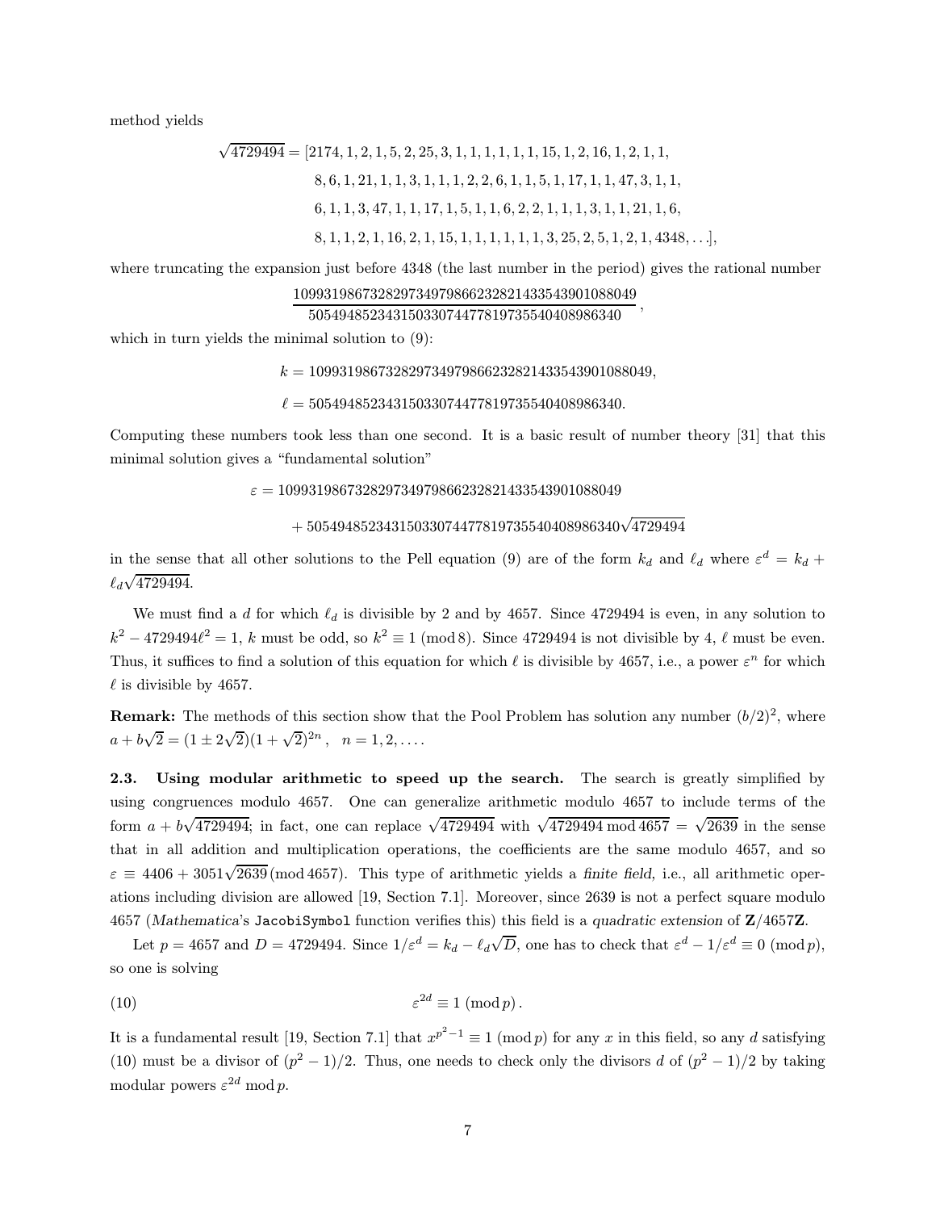method yields

$$
\begin{aligned}
\sqrt{4729494} = [&2174, 1, 2, 1, 5, 2, 25, 3, 1, 1, 1, 1, 1, 1, 15, 1, 2, 16, 1, 2, 1, 1,\\
&8, 6, 1, 21, 1, 1, 3, 1, 1, 1, 2, 2, 6, 1, 1, 5, 1, 17, 1, 1, 47, 3, 1, 1,\\
&6, 1, 1, 3, 47, 1, 1, 17, 1, 5, 1, 1, 6, 2, 2, 1, 1, 1, 3, 1, 1, 21, 1, 6,\\
&8, 1, 1, 2, 1, 16, 2, 1, 15, 1, 1, 1, 1, 1, 1, 3, 25, 2, 5, 1, 2, 1, 4348, \ldots],
\end{aligned}
$$

where truncating the expansion just before 4348 (the last number in the period) gives the rational number

$$
\frac{109931986732829734979866232821433543901088049}{50549485234315033074477819735540408986340},
$$

which in turn yields the minimal solution to (9):

$$
k = 109931986732829734979866232821433543901088049,
$$

$$
\ell = 50549485234315033074477819735540408986340.
$$

Computing these numbers took less than one second. It is a basic result of number theory [31] that this minimal solution gives a "fundamental solution"

$$
\begin{aligned}
\varepsilon = &\ 109931986732829734979866232821433543901088049\\
&+ 50549485234315033074477819735540408986340\sqrt{4729494}
\end{aligned}
$$

in the sense that all other solutions to the Pell equation (9) are of the form $k_d$ and $\ell_d$ where $\varepsilon^d = k_d + \ell_d\sqrt{4729494}$.

We must find a $d$ for which $\ell_d$ is divisible by 2 and by 4657. Since 4729494 is even, in any solution to $k^2 - 4729494\ell^2 = 1$, $k$ must be odd, so $k^2 \equiv 1 \pmod 8$. Since 4729494 is not divisible by 4, $\ell$ must be even. Thus, it suffices to find a solution of this equation for which $\ell$ is divisible by 4657, i.e., a power $\varepsilon^n$ for which $\ell$ is divisible by 4657.

**Remark:** The methods of this section show that the Pool Problem has solution any number $(b/2)^2$, where $a + b\sqrt{2} = (1 \pm 2\sqrt{2})(1 + \sqrt{2})^{2n}$, $n = 1, 2, \ldots$.

**2.3. Using modular arithmetic to speed up the search.** The search is greatly simplified by using congruences modulo 4657. One can generalize arithmetic modulo 4657 to include terms of the form $a + b\sqrt{4729494}$; in fact, one can replace $\sqrt{4729494}$ with $\sqrt{4729494 \bmod 4657} = \sqrt{2639}$ in the sense that in all addition and multiplication operations, the coefficients are the same modulo 4657, and so $\varepsilon \equiv 4406 + 3051\sqrt{2639} \pmod{4657}$. This type of arithmetic yields a *finite field*, i.e., all arithmetic operations including division are allowed [19, Section 7.1]. Moreover, since 2639 is not a perfect square modulo 4657 (*Mathematica*'s `JacobiSymbol` function verifies this) this field is a *quadratic extension* of $\mathbf{Z}/4657\mathbf{Z}$.

Let $p = 4657$ and $D = 4729494$. Since $1/\varepsilon^d = k_d - \ell_d\sqrt{D}$, one has to check that $\varepsilon^d - 1/\varepsilon^d \equiv 0 \pmod p$, so one is solving

$$
\varepsilon^{2d} \equiv 1 \pmod p. \tag{10}
$$

It is a fundamental result [19, Section 7.1] that $x^{p^2-1} \equiv 1 \pmod p$ for any $x$ in this field, so any $d$ satisfying (10) must be a divisor of $(p^2 - 1)/2$. Thus, one needs to check only the divisors $d$ of $(p^2 - 1)/2$ by taking modular powers $\varepsilon^{2d} \bmod p$.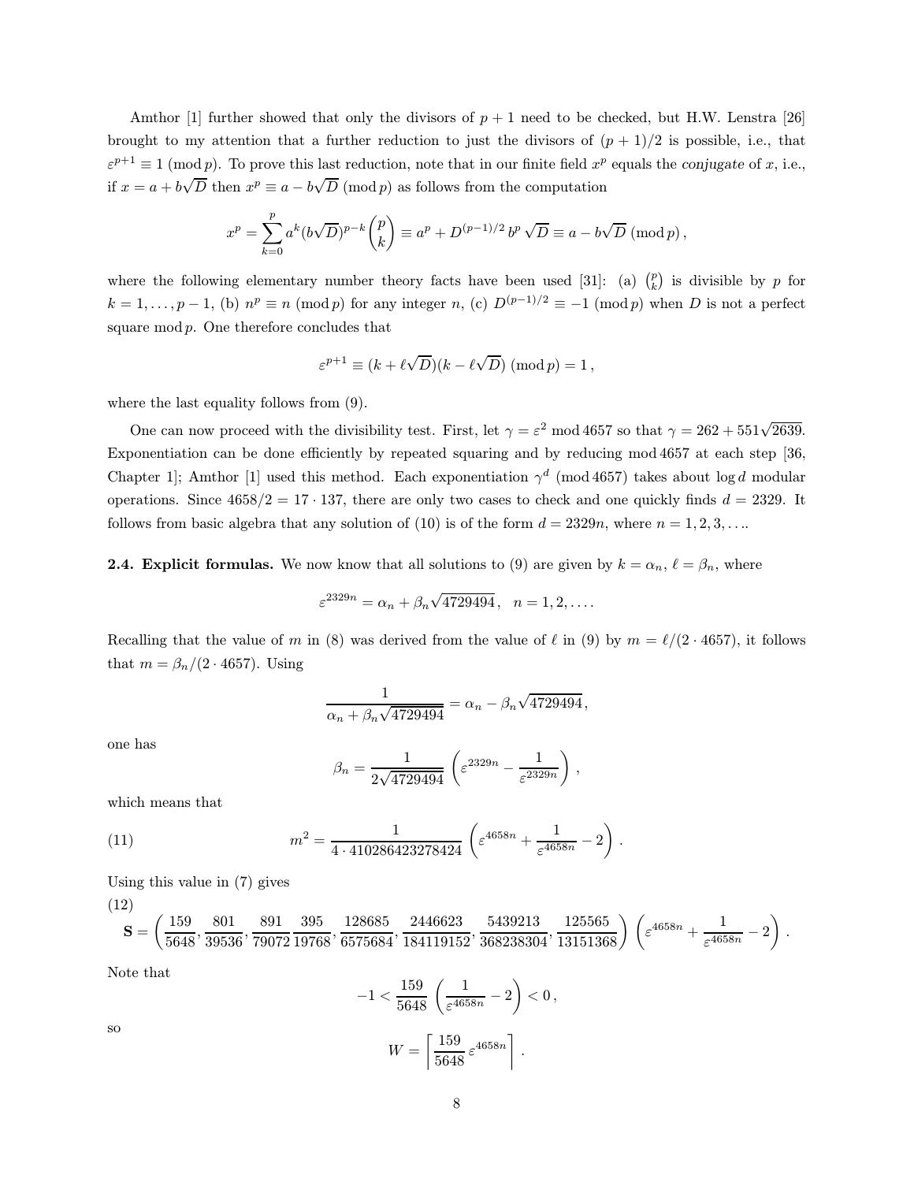Amthor [1] further showed that only the divisors of $p+1$ need to be checked, but H.W. Lenstra [26] brought to my attention that a further reduction to just the divisors of $(p+1)/2$ is possible, i.e., that $\varepsilon^{p+1} \equiv 1 \pmod p$. To prove this last reduction, note that in our finite field $x^p$ equals the *conjugate* of $x$, i.e., if $x = a + b\sqrt{D}$ then $x^p \equiv a - b\sqrt{D} \pmod p$ as follows from the computation

$$x^p = \sum_{k=0}^{p} a^k (b\sqrt{D})^{p-k} \binom{p}{k} \equiv a^p + D^{(p-1)/2}\, b^p \sqrt{D} \equiv a - b\sqrt{D} \pmod p\,,$$

where the following elementary number theory facts have been used [31]: (a) $\binom{p}{k}$ is divisible by $p$ for $k = 1, \ldots, p-1$, (b) $n^p \equiv n \pmod p$ for any integer $n$, (c) $D^{(p-1)/2} \equiv -1 \pmod p$ when $D$ is not a perfect square mod $p$. One therefore concludes that

$$\varepsilon^{p+1} \equiv (k + \ell\sqrt{D})(k - \ell\sqrt{D}) \pmod p = 1\,,$$

where the last equality follows from (9).

One can now proceed with the divisibility test. First, let $\gamma = \varepsilon^2 \bmod 4657$ so that $\gamma = 262 + 551\sqrt{2639}$. Exponentiation can be done efficiently by repeated squaring and by reducing mod 4657 at each step [36, Chapter 1]; Amthor [1] used this method. Each exponentiation $\gamma^d \pmod{4657}$ takes about $\log d$ modular operations. Since $4658/2 = 17 \cdot 137$, there are only two cases to check and one quickly finds $d = 2329$. It follows from basic algebra that any solution of (10) is of the form $d = 2329n$, where $n = 1, 2, 3, \ldots$.

**2.4. Explicit formulas.** We now know that all solutions to (9) are given by $k = \alpha_n$, $\ell = \beta_n$, where

$$\varepsilon^{2329n} = \alpha_n + \beta_n\sqrt{4729494}\,, \quad n = 1, 2, \ldots.$$

Recalling that the value of $m$ in (8) was derived from the value of $\ell$ in (9) by $m = \ell/(2 \cdot 4657)$, it follows that $m = \beta_n/(2 \cdot 4657)$. Using

$$\frac{1}{\alpha_n + \beta_n\sqrt{4729494}} = \alpha_n - \beta_n\sqrt{4729494}\,,$$

one has

$$\beta_n = \frac{1}{2\sqrt{4729494}} \left(\varepsilon^{2329n} - \frac{1}{\varepsilon^{2329n}}\right),$$

which means that

$$m^2 = \frac{1}{4 \cdot 410286423278424} \left(\varepsilon^{4658n} + \frac{1}{\varepsilon^{4658n}} - 2\right). \tag{11}$$

Using this value in (7) gives

$$\mathbf{S} = \left(\frac{159}{5648}, \frac{801}{39536}, \frac{891}{79072}\frac{395}{19768}, \frac{128685}{6575684}, \frac{2446623}{184119152}, \frac{5439213}{368238304}, \frac{125565}{13151368}\right)\left(\varepsilon^{4658n} + \frac{1}{\varepsilon^{4658n}} - 2\right). \tag{12}$$

Note that

$$-1 < \frac{159}{5648}\left(\frac{1}{\varepsilon^{4658n}} - 2\right) < 0\,,$$

so

$$W = \left\lceil \frac{159}{5648}\,\varepsilon^{4658n} \right\rceil.$$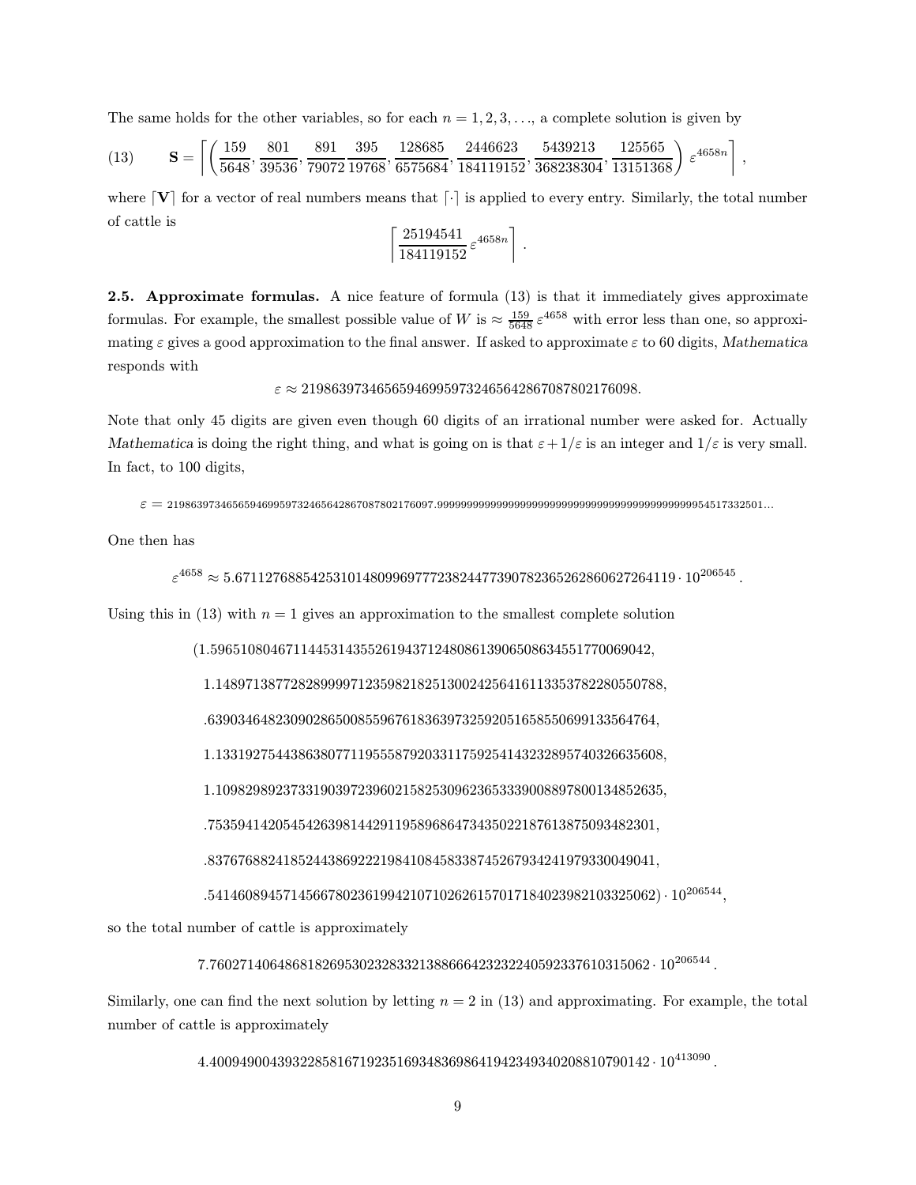The same holds for the other variables, so for each $n = 1, 2, 3, \ldots$, a complete solution is given by

$$\mathbf{S} = \left\lceil \left( \frac{159}{5648}, \frac{801}{39536}, \frac{891}{79072} \frac{395}{19768}, \frac{128685}{6575684}, \frac{2446623}{184119152}, \frac{5439213}{368238304}, \frac{125565}{13151368} \right) \varepsilon^{4658n} \right\rceil, \tag{13}$$

where $\lceil \mathbf{V} \rceil$ for a vector of real numbers means that $\lceil \cdot \rceil$ is applied to every entry. Similarly, the total number of cattle is

$$\left\lceil \frac{25194541}{184119152} \varepsilon^{4658n} \right\rceil.$$

**2.5. Approximate formulas.** A nice feature of formula (13) is that it immediately gives approximate formulas. For example, the smallest possible value of $W$ is $\approx \frac{159}{5648} \varepsilon^{4658}$ with error less than one, so approximating $\varepsilon$ gives a good approximation to the final answer. If asked to approximate $\varepsilon$ to 60 digits, *Mathematica* responds with

$$\varepsilon \approx 219863973465659469959732465642867087802176098.$$

Note that only 45 digits are given even though 60 digits of an irrational number were asked for. Actually *Mathematica* is doing the right thing, and what is going on is that $\varepsilon + 1/\varepsilon$ is an integer and $1/\varepsilon$ is very small. In fact, to 100 digits,

$$\varepsilon = 219863973465659469959732465642867087802176097.99999999999999999999999999999999999999999999999954517332501\ldots$$

One then has

$$\varepsilon^{4658} \approx 5.67112768854253101480996977723824477390782365262860627264119 \cdot 10^{206545}.$$

Using this in (13) with $n = 1$ gives an approximation to the smallest complete solution

$$\begin{aligned}
(&1.59651080467114453143552619437124808613906508634551770069042, \\
&1.14897138772828999971235982182513002425641611335378228055078 8, \\
&.639034648230902865008559676183639732592051658550699133564764, \\
&1.13319275443863807711955587920331175925414323289574032663560 8, \\
&1.10982989237331903972396021582530962365333900889780013485263 5, \\
&.753594142054542639814429119589686473435022187613875093482301, \\
&.837676882418524438692221984108458338745267934241979330049041, \\
&.541460894571456678023619942107102626157017184023982103325062) \cdot 10^{206544},
\end{aligned}$$

so the total number of cattle is approximately

$$7.76027140648681826953023283321388666423232240592337610315062 \cdot 10^{206544}.$$

Similarly, one can find the next solution by letting $n = 2$ in (13) and approximating. For example, the total number of cattle is approximately

$$4.40094900439322858167192351693483698641942349340208810790142 \cdot 10^{413090}.$$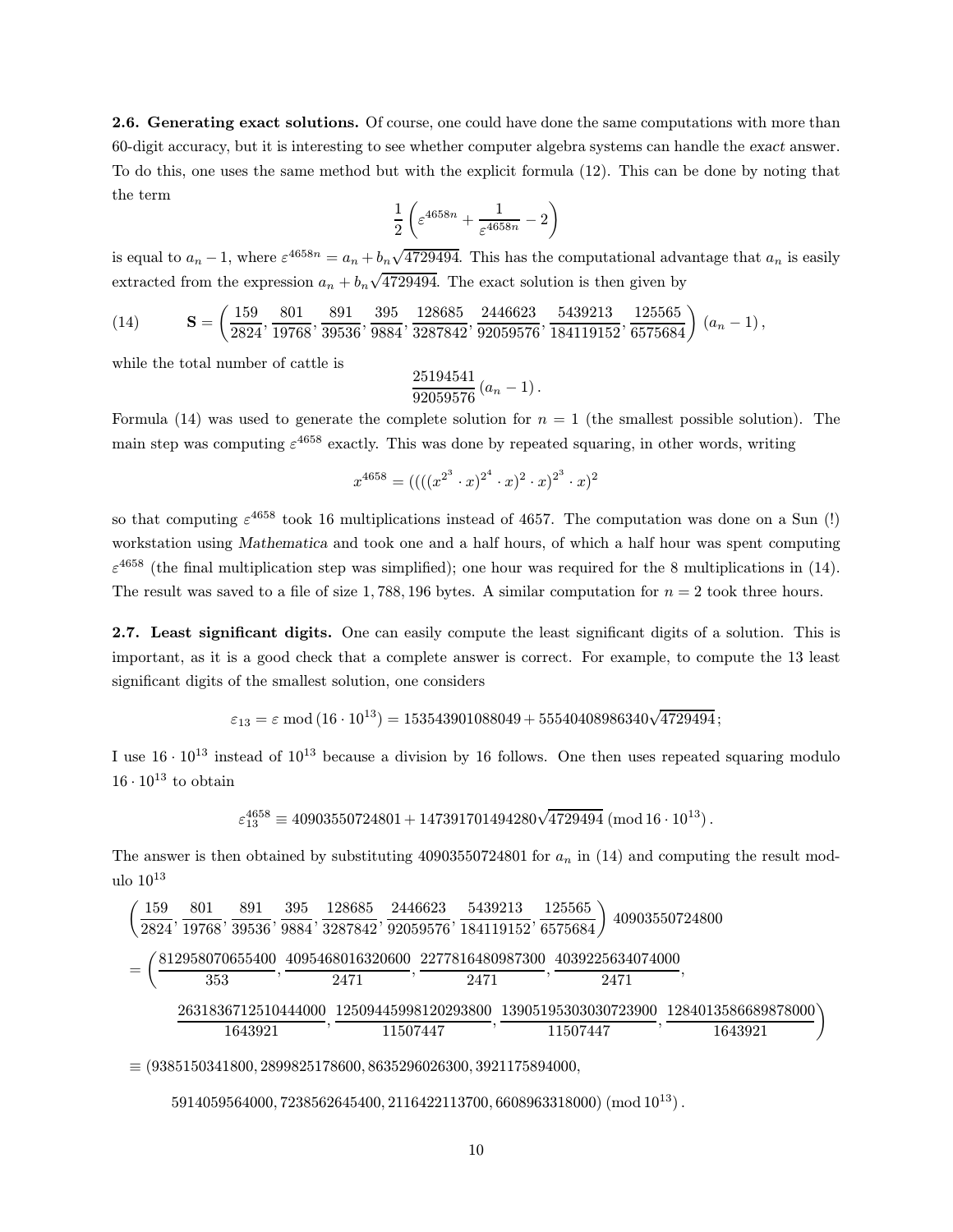**2.6. Generating exact solutions.** Of course, one could have done the same computations with more than 60-digit accuracy, but it is interesting to see whether computer algebra systems can handle the *exact* answer. To do this, one uses the same method but with the explicit formula (12). This can be done by noting that the term

$$\frac{1}{2}\left(\varepsilon^{4658n} + \frac{1}{\varepsilon^{4658n}} - 2\right)$$

is equal to $a_n - 1$, where $\varepsilon^{4658n} = a_n + b_n\sqrt{4729494}$. This has the computational advantage that $a_n$ is easily extracted from the expression $a_n + b_n\sqrt{4729494}$. The exact solution is then given by

$$\mathbf{S} = \left(\frac{159}{2824}, \frac{801}{19768}, \frac{891}{39536}, \frac{395}{9884}, \frac{128685}{3287842}, \frac{2446623}{92059576}, \frac{5439213}{184119152}, \frac{125565}{6575684}\right)(a_n - 1)\,, \tag{14}$$

while the total number of cattle is

$$\frac{25194541}{92059576}(a_n - 1)\,.$$

Formula (14) was used to generate the complete solution for $n = 1$ (the smallest possible solution). The main step was computing $\varepsilon^{4658}$ exactly. This was done by repeated squaring, in other words, writing

$$x^{4658} = ((((x^{2^3} \cdot x)^{2^4} \cdot x)^2 \cdot x)^{2^3} \cdot x)^2$$

so that computing $\varepsilon^{4658}$ took 16 multiplications instead of 4657. The computation was done on a Sun (!) workstation using *Mathematica* and took one and a half hours, of which a half hour was spent computing $\varepsilon^{4658}$ (the final multiplication step was simplified); one hour was required for the 8 multiplications in (14). The result was saved to a file of size 1,788,196 bytes. A similar computation for $n = 2$ took three hours.

**2.7. Least significant digits.** One can easily compute the least significant digits of a solution. This is important, as it is a good check that a complete answer is correct. For example, to compute the 13 least significant digits of the smallest solution, one considers

$$\varepsilon_{13} = \varepsilon \bmod (16 \cdot 10^{13}) = 153543901088049 + 55540408986340\sqrt{4729494}\,;$$

I use $16 \cdot 10^{13}$ instead of $10^{13}$ because a division by 16 follows. One then uses repeated squaring modulo $16 \cdot 10^{13}$ to obtain

$$\varepsilon_{13}^{4658} \equiv 40903550724801 + 147391701494280\sqrt{4729494} \pmod{16 \cdot 10^{13}}\,.$$

The answer is then obtained by substituting 40903550724801 for $a_n$ in (14) and computing the result modulo $10^{13}$

$$\left(\frac{159}{2824}, \frac{801}{19768}, \frac{891}{39536}, \frac{395}{9884}, \frac{128685}{3287842}, \frac{2446623}{92059576}, \frac{5439213}{184119152}, \frac{125565}{6575684}\right) 40903550724800$$

$$= \left(\frac{812958070655400}{353}, \frac{4095468016320600}{2471}, \frac{2277816480987300}{2471}, \frac{4039225634074000}{2471},\right.$$

$$\left.\frac{2631836712510444000}{1643921}, \frac{12509445998120293800}{11507447}, \frac{13905195303030723900}{11507447}, \frac{1284013586689878000}{1643921}\right)$$

$$\equiv (9385150341800, 2899825178600, 8635296026300, 3921175894000,$$

$$5914059564000, 7238562645400, 2116422113700, 6608963318000) \pmod{10^{13}}\,.$$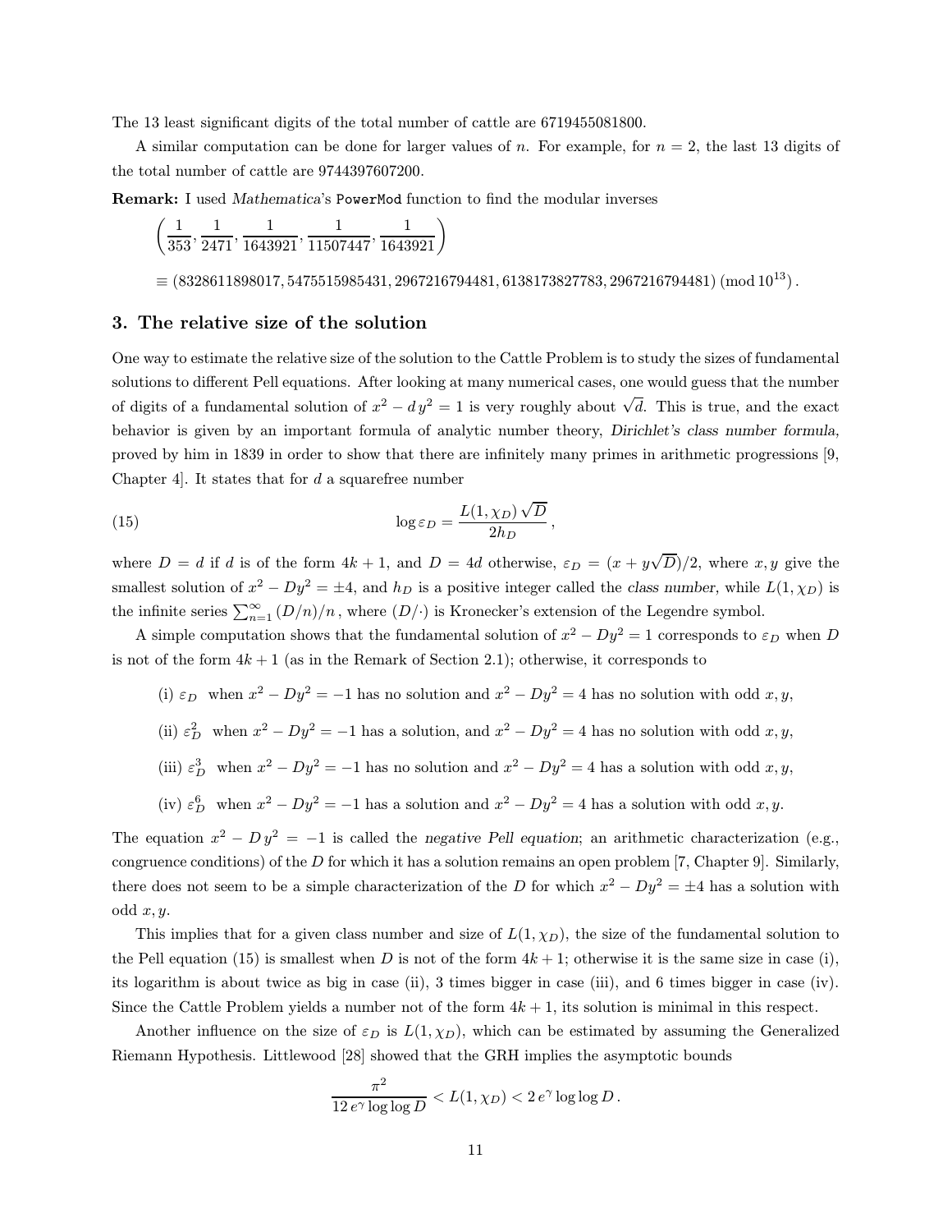The 13 least significant digits of the total number of cattle are 6719455081800.

A similar computation can be done for larger values of $n$. For example, for $n = 2$, the last 13 digits of the total number of cattle are 9744397607200.

**Remark:** I used *Mathematica*'s `PowerMod` function to find the modular inverses

$$\left(\frac{1}{353}, \frac{1}{2471}, \frac{1}{1643921}, \frac{1}{11507447}, \frac{1}{1643921}\right)$$

$$\equiv (8328611898017, 5475515985431, 2967216794481, 6138173827783, 2967216794481) \pmod{10^{13}}.$$

## 3. The relative size of the solution

One way to estimate the relative size of the solution to the Cattle Problem is to study the sizes of fundamental solutions to different Pell equations. After looking at many numerical cases, one would guess that the number of digits of a fundamental solution of $x^2 - d\,y^2 = 1$ is very roughly about $\sqrt{d}$. This is true, and the exact behavior is given by an important formula of analytic number theory, *Dirichlet's class number formula*, proved by him in 1839 in order to show that there are infinitely many primes in arithmetic progressions [9, Chapter 4]. It states that for $d$ a squarefree number

$$\log \varepsilon_D = \frac{L(1, \chi_D)\,\sqrt{D}}{2h_D}\,, \tag{15}$$

where $D = d$ if $d$ is of the form $4k+1$, and $D = 4d$ otherwise, $\varepsilon_D = (x + y\sqrt{D})/2$, where $x, y$ give the smallest solution of $x^2 - Dy^2 = \pm 4$, and $h_D$ is a positive integer called the *class number*, while $L(1, \chi_D)$ is the infinite series $\sum_{n=1}^{\infty} (D/n)/n$, where $(D/\cdot)$ is Kronecker's extension of the Legendre symbol.

A simple computation shows that the fundamental solution of $x^2 - Dy^2 = 1$ corresponds to $\varepsilon_D$ when $D$ is not of the form $4k+1$ (as in the Remark of Section 2.1); otherwise, it corresponds to

(i) $\varepsilon_D$ when $x^2 - Dy^2 = -1$ has no solution and $x^2 - Dy^2 = 4$ has no solution with odd $x, y$,

(ii) $\varepsilon_D^2$ when $x^2 - Dy^2 = -1$ has a solution, and $x^2 - Dy^2 = 4$ has no solution with odd $x, y$,

(iii) $\varepsilon_D^3$ when $x^2 - Dy^2 = -1$ has no solution and $x^2 - Dy^2 = 4$ has a solution with odd $x, y$,

(iv) $\varepsilon_D^6$ when $x^2 - Dy^2 = -1$ has a solution and $x^2 - Dy^2 = 4$ has a solution with odd $x, y$.

The equation $x^2 - D\,y^2 = -1$ is called the *negative Pell equation*; an arithmetic characterization (e.g., congruence conditions) of the $D$ for which it has a solution remains an open problem [7, Chapter 9]. Similarly, there does not seem to be a simple characterization of the $D$ for which $x^2 - Dy^2 = \pm 4$ has a solution with odd $x, y$.

This implies that for a given class number and size of $L(1, \chi_D)$, the size of the fundamental solution to the Pell equation (15) is smallest when $D$ is not of the form $4k+1$; otherwise it is the same size in case (i), its logarithm is about twice as big in case (ii), 3 times bigger in case (iii), and 6 times bigger in case (iv). Since the Cattle Problem yields a number not of the form $4k+1$, its solution is minimal in this respect.

Another influence on the size of $\varepsilon_D$ is $L(1, \chi_D)$, which can be estimated by assuming the Generalized Riemann Hypothesis. Littlewood [28] showed that the GRH implies the asymptotic bounds

$$\frac{\pi^2}{12\,e^{\gamma} \log\log D} < L(1, \chi_D) < 2\,e^{\gamma} \log\log D\,.$$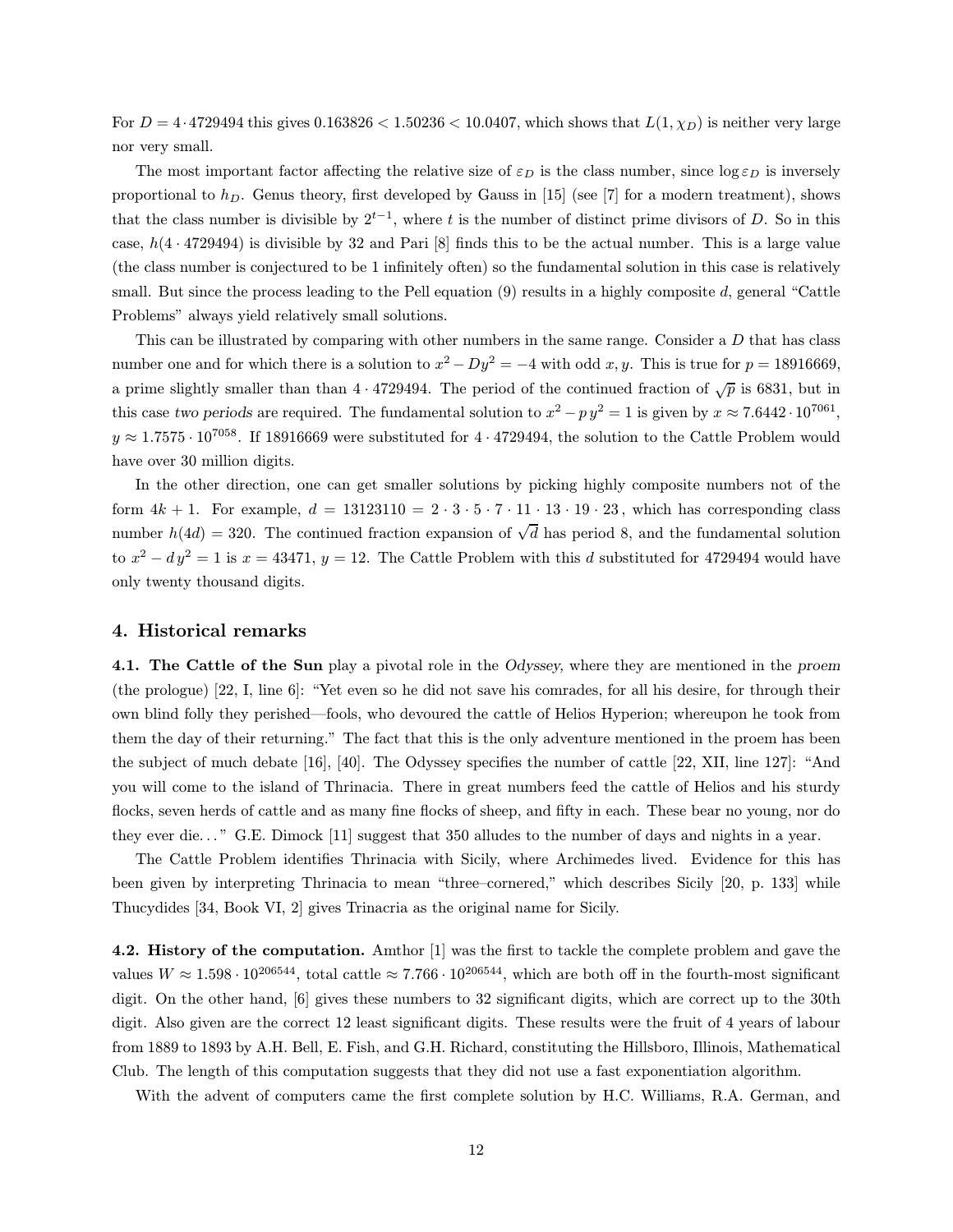For $D = 4 \cdot 4729494$ this gives $0.163826 < 1.50236 < 10.0407$, which shows that $L(1, \chi_D)$ is neither very large nor very small.

The most important factor affecting the relative size of $\varepsilon_D$ is the class number, since $\log \varepsilon_D$ is inversely proportional to $h_D$. Genus theory, first developed by Gauss in [15] (see [7] for a modern treatment), shows that the class number is divisible by $2^{t-1}$, where $t$ is the number of distinct prime divisors of $D$. So in this case, $h(4 \cdot 4729494)$ is divisible by 32 and Pari [8] finds this to be the actual number. This is a large value (the class number is conjectured to be 1 infinitely often) so the fundamental solution in this case is relatively small. But since the process leading to the Pell equation (9) results in a highly composite $d$, general "Cattle Problems" always yield relatively small solutions.

This can be illustrated by comparing with other numbers in the same range. Consider a $D$ that has class number one and for which there is a solution to $x^2 - Dy^2 = -4$ with odd $x, y$. This is true for $p = 18916669$, a prime slightly smaller than than $4 \cdot 4729494$. The period of the continued fraction of $\sqrt{p}$ is 6831, but in this case *two periods* are required. The fundamental solution to $x^2 - p\,y^2 = 1$ is given by $x \approx 7.6442 \cdot 10^{7061}$, $y \approx 1.7575 \cdot 10^{7058}$. If 18916669 were substituted for $4 \cdot 4729494$, the solution to the Cattle Problem would have over 30 million digits.

In the other direction, one can get smaller solutions by picking highly composite numbers not of the form $4k + 1$. For example, $d = 13123110 = 2 \cdot 3 \cdot 5 \cdot 7 \cdot 11 \cdot 13 \cdot 19 \cdot 23$, which has corresponding class number $h(4d) = 320$. The continued fraction expansion of $\sqrt{d}$ has period 8, and the fundamental solution to $x^2 - d\,y^2 = 1$ is $x = 43471$, $y = 12$. The Cattle Problem with this $d$ substituted for 4729494 would have only twenty thousand digits.

## 4. Historical remarks

**4.1. The Cattle of the Sun** play a pivotal role in the *Odyssey*, where they are mentioned in the *proem* (the prologue) [22, I, line 6]: "Yet even so he did not save his comrades, for all his desire, for through their own blind folly they perished—fools, who devoured the cattle of Helios Hyperion; whereupon he took from them the day of their returning." The fact that this is the only adventure mentioned in the proem has been the subject of much debate [16], [40]. The Odyssey specifies the number of cattle [22, XII, line 127]: "And you will come to the island of Thrinacia. There in great numbers feed the cattle of Helios and his sturdy flocks, seven herds of cattle and as many fine flocks of sheep, and fifty in each. These bear no young, nor do they ever die..." G.E. Dimock [11] suggest that 350 alludes to the number of days and nights in a year.

The Cattle Problem identifies Thrinacia with Sicily, where Archimedes lived. Evidence for this has been given by interpreting Thrinacia to mean "three–cornered," which describes Sicily [20, p. 133] while Thucydides [34, Book VI, 2] gives Trinacria as the original name for Sicily.

**4.2. History of the computation.** Amthor [1] was the first to tackle the complete problem and gave the values $W \approx 1.598 \cdot 10^{206544}$, total cattle $\approx 7.766 \cdot 10^{206544}$, which are both off in the fourth-most significant digit. On the other hand, [6] gives these numbers to 32 significant digits, which are correct up to the 30th digit. Also given are the correct 12 least significant digits. These results were the fruit of 4 years of labour from 1889 to 1893 by A.H. Bell, E. Fish, and G.H. Richard, constituting the Hillsboro, Illinois, Mathematical Club. The length of this computation suggests that they did not use a fast exponentiation algorithm.

With the advent of computers came the first complete solution by H.C. Williams, R.A. German, and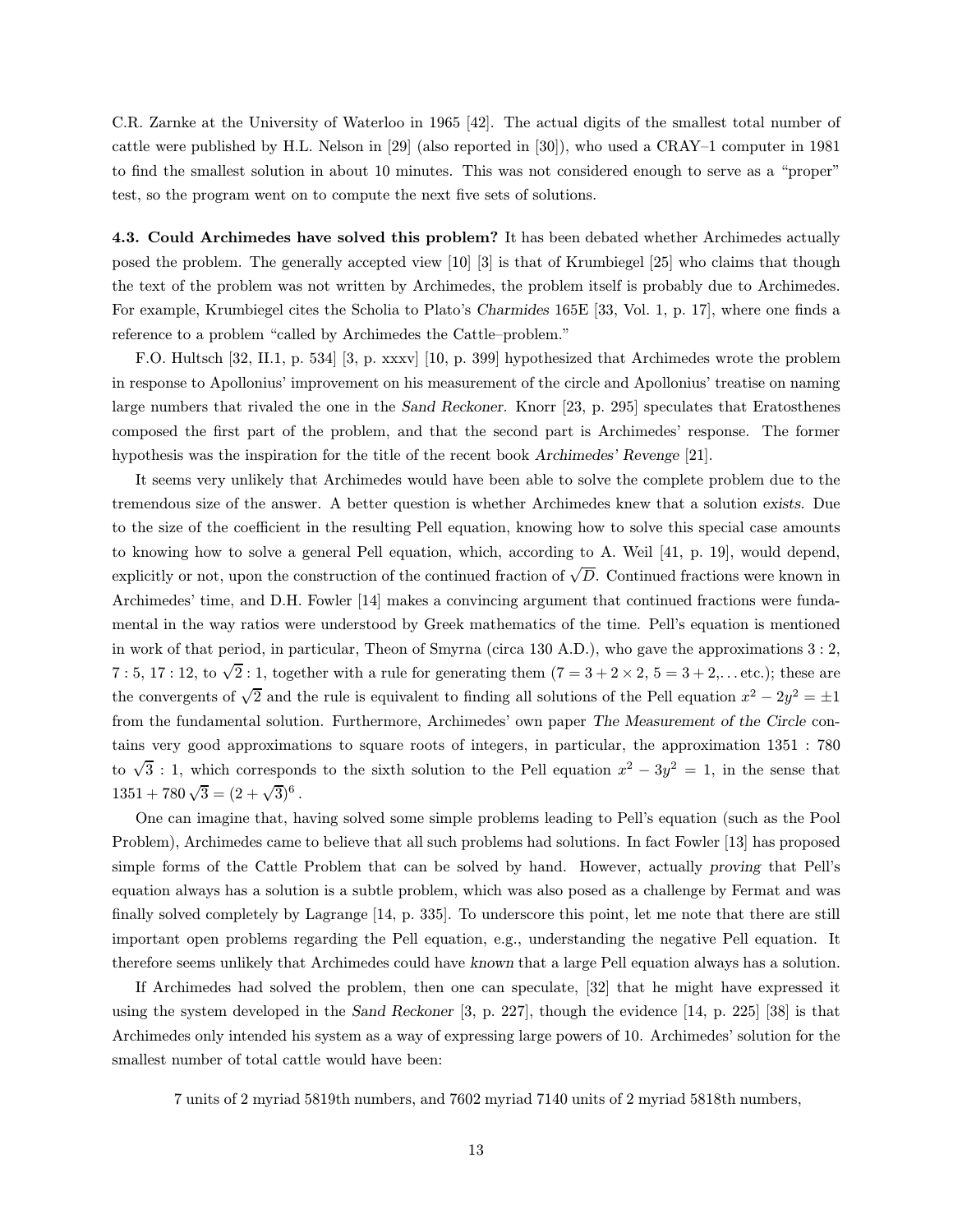C.R. Zarnke at the University of Waterloo in 1965 [42]. The actual digits of the smallest total number of cattle were published by H.L. Nelson in [29] (also reported in [30]), who used a CRAY–1 computer in 1981 to find the smallest solution in about 10 minutes. This was not considered enough to serve as a "proper" test, so the program went on to compute the next five sets of solutions.

**4.3. Could Archimedes have solved this problem?** It has been debated whether Archimedes actually posed the problem. The generally accepted view [10] [3] is that of Krumbiegel [25] who claims that though the text of the problem was not written by Archimedes, the problem itself is probably due to Archimedes. For example, Krumbiegel cites the Scholia to Plato's *Charmides* 165E [33, Vol. 1, p. 17], where one finds a reference to a problem "called by Archimedes the Cattle–problem."

F.O. Hultsch [32, II.1, p. 534] [3, p. xxxv] [10, p. 399] hypothesized that Archimedes wrote the problem in response to Apollonius' improvement on his measurement of the circle and Apollonius' treatise on naming large numbers that rivaled the one in the *Sand Reckoner*. Knorr [23, p. 295] speculates that Eratosthenes composed the first part of the problem, and that the second part is Archimedes' response. The former hypothesis was the inspiration for the title of the recent book *Archimedes' Revenge* [21].

It seems very unlikely that Archimedes would have been able to solve the complete problem due to the tremendous size of the answer. A better question is whether Archimedes knew that a solution *exists*. Due to the size of the coefficient in the resulting Pell equation, knowing how to solve this special case amounts to knowing how to solve a general Pell equation, which, according to A. Weil [41, p. 19], would depend, explicitly or not, upon the construction of the continued fraction of $\sqrt{D}$. Continued fractions were known in Archimedes' time, and D.H. Fowler [14] makes a convincing argument that continued fractions were fundamental in the way ratios were understood by Greek mathematics of the time. Pell's equation is mentioned in work of that period, in particular, Theon of Smyrna (circa 130 A.D.), who gave the approximations $3:2$, $7:5$, $17:12$, to $\sqrt{2}:1$, together with a rule for generating them ($7 = 3 + 2 \times 2$, $5 = 3 + 2, \ldots$ etc.); these are the convergents of $\sqrt{2}$ and the rule is equivalent to finding all solutions of the Pell equation $x^2 - 2y^2 = \pm 1$ from the fundamental solution. Furthermore, Archimedes' own paper *The Measurement of the Circle* contains very good approximations to square roots of integers, in particular, the approximation $1351 : 780$ to $\sqrt{3} : 1$, which corresponds to the sixth solution to the Pell equation $x^2 - 3y^2 = 1$, in the sense that $1351 + 780\sqrt{3} = (2 + \sqrt{3})^6$.

One can imagine that, having solved some simple problems leading to Pell's equation (such as the Pool Problem), Archimedes came to believe that all such problems had solutions. In fact Fowler [13] has proposed simple forms of the Cattle Problem that can be solved by hand. However, actually *proving* that Pell's equation always has a solution is a subtle problem, which was also posed as a challenge by Fermat and was finally solved completely by Lagrange [14, p. 335]. To underscore this point, let me note that there are still important open problems regarding the Pell equation, e.g., understanding the negative Pell equation. It therefore seems unlikely that Archimedes could have *known* that a large Pell equation always has a solution.

If Archimedes had solved the problem, then one can speculate, [32] that he might have expressed it using the system developed in the *Sand Reckoner* [3, p. 227], though the evidence [14, p. 225] [38] is that Archimedes only intended his system as a way of expressing large powers of 10. Archimedes' solution for the smallest number of total cattle would have been:

7 units of 2 myriad 5819th numbers, and 7602 myriad 7140 units of 2 myriad 5818th numbers,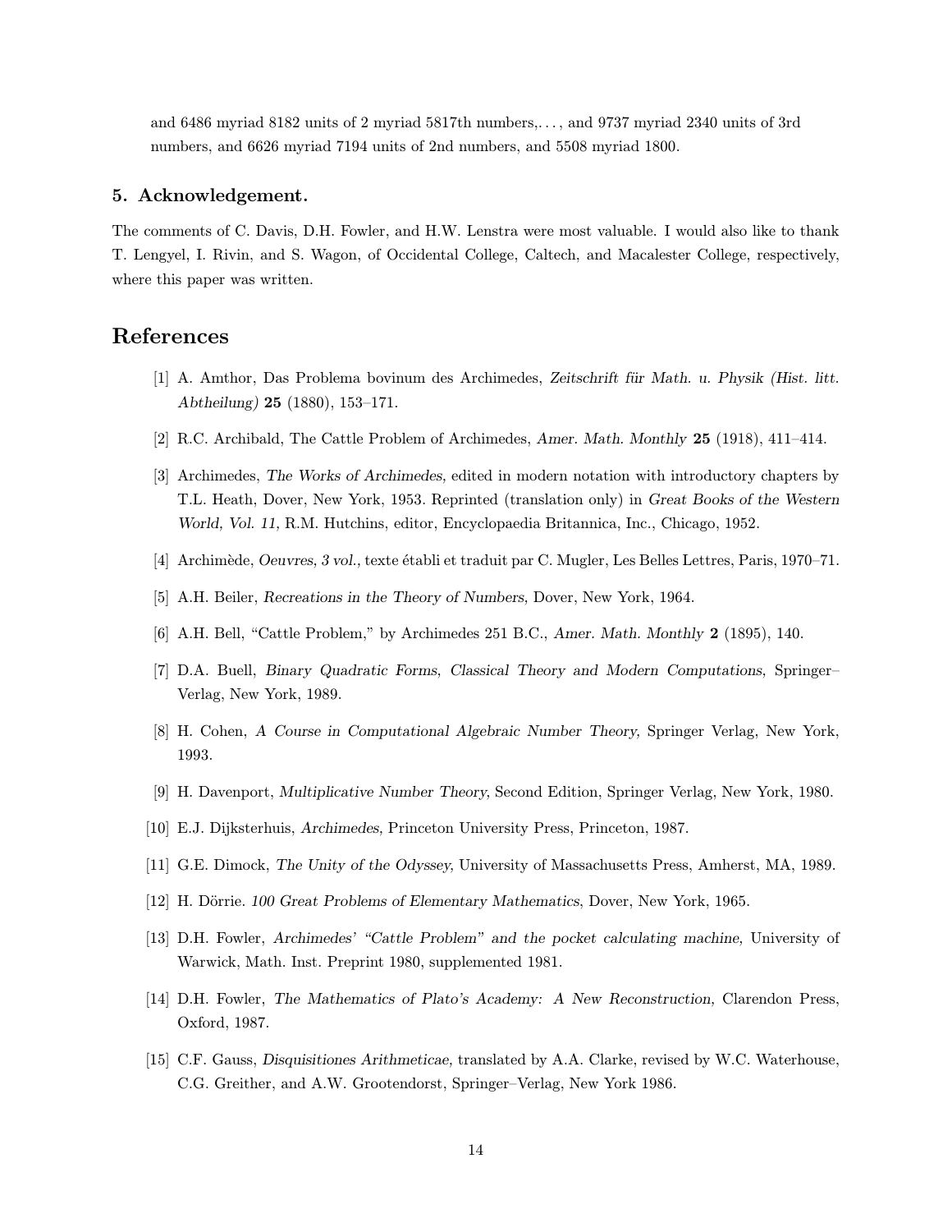and 6486 myriad 8182 units of 2 myriad 5817th numbers,. . . , and 9737 myriad 2340 units of 3rd numbers, and 6626 myriad 7194 units of 2nd numbers, and 5508 myriad 1800.

### 5. Acknowledgement.

The comments of C. Davis, D.H. Fowler, and H.W. Lenstra were most valuable. I would also like to thank T. Lengyel, I. Rivin, and S. Wagon, of Occidental College, Caltech, and Macalester College, respectively, where this paper was written.

## References

[1] A. Amthor, Das Problema bovinum des Archimedes, *Zeitschrift für Math. u. Physik (Hist. litt. Abtheilung)* **25** (1880), 153–171.

[2] R.C. Archibald, The Cattle Problem of Archimedes, *Amer. Math. Monthly* **25** (1918), 411–414.

[3] Archimedes, *The Works of Archimedes,* edited in modern notation with introductory chapters by T.L. Heath, Dover, New York, 1953. Reprinted (translation only) in *Great Books of the Western World, Vol. 11,* R.M. Hutchins, editor, Encyclopaedia Britannica, Inc., Chicago, 1952.

[4] Archimède, *Oeuvres, 3 vol.,* texte établi et traduit par C. Mugler, Les Belles Lettres, Paris, 1970–71.

[5] A.H. Beiler, *Recreations in the Theory of Numbers,* Dover, New York, 1964.

[6] A.H. Bell, "Cattle Problem," by Archimedes 251 B.C., *Amer. Math. Monthly* **2** (1895), 140.

[7] D.A. Buell, *Binary Quadratic Forms, Classical Theory and Modern Computations,* Springer–Verlag, New York, 1989.

[8] H. Cohen, *A Course in Computational Algebraic Number Theory,* Springer Verlag, New York, 1993.

[9] H. Davenport, *Multiplicative Number Theory,* Second Edition, Springer Verlag, New York, 1980.

[10] E.J. Dijksterhuis, *Archimedes,* Princeton University Press, Princeton, 1987.

[11] G.E. Dimock, *The Unity of the Odyssey,* University of Massachusetts Press, Amherst, MA, 1989.

[12] H. Dörrie. *100 Great Problems of Elementary Mathematics*, Dover, New York, 1965.

[13] D.H. Fowler, *Archimedes' "Cattle Problem" and the pocket calculating machine,* University of Warwick, Math. Inst. Preprint 1980, supplemented 1981.

[14] D.H. Fowler, *The Mathematics of Plato's Academy: A New Reconstruction,* Clarendon Press, Oxford, 1987.

[15] C.F. Gauss, *Disquisitiones Arithmeticae,* translated by A.A. Clarke, revised by W.C. Waterhouse, C.G. Greither, and A.W. Grootendorst, Springer–Verlag, New York 1986.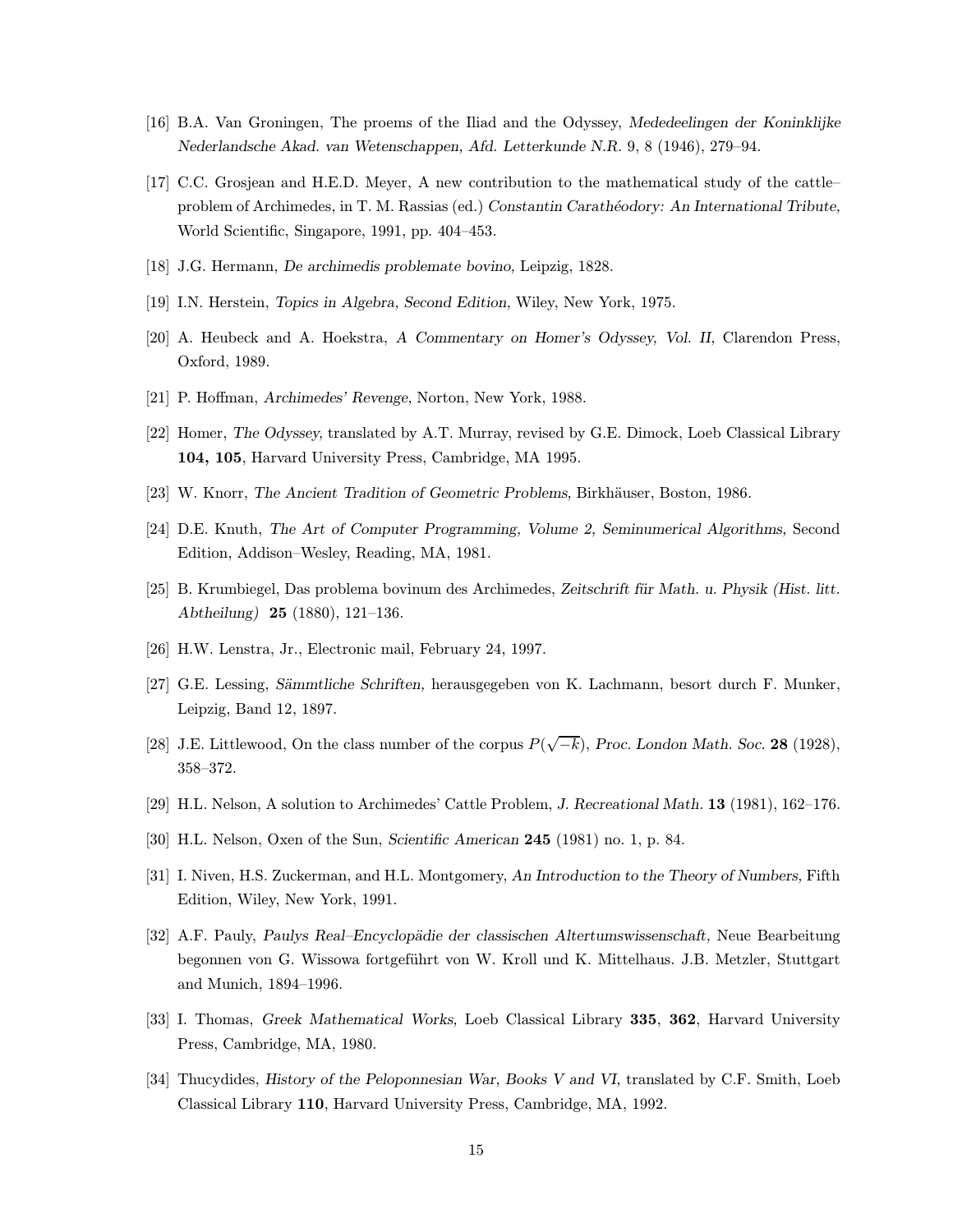[16] B.A. Van Groningen, The proems of the Iliad and the Odyssey, *Mededeelingen der Koninklijke Nederlandsche Akad. van Wetenschappen, Afd. Letterkunde N.R.* 9, 8 (1946), 279–94.

[17] C.C. Grosjean and H.E.D. Meyer, A new contribution to the mathematical study of the cattle–problem of Archimedes, in T. M. Rassias (ed.) *Constantin Carathéodory: An International Tribute,* World Scientific, Singapore, 1991, pp. 404–453.

[18] J.G. Hermann, *De archimedis problemate bovino,* Leipzig, 1828.

[19] I.N. Herstein, *Topics in Algebra, Second Edition,* Wiley, New York, 1975.

[20] A. Heubeck and A. Hoekstra, *A Commentary on Homer's Odyssey, Vol. II,* Clarendon Press, Oxford, 1989.

[21] P. Hoffman, *Archimedes' Revenge,* Norton, New York, 1988.

[22] Homer, *The Odyssey,* translated by A.T. Murray, revised by G.E. Dimock, Loeb Classical Library **104, 105**, Harvard University Press, Cambridge, MA 1995.

[23] W. Knorr, *The Ancient Tradition of Geometric Problems,* Birkhäuser, Boston, 1986.

[24] D.E. Knuth, *The Art of Computer Programming, Volume 2, Seminumerical Algorithms,* Second Edition, Addison–Wesley, Reading, MA, 1981.

[25] B. Krumbiegel, Das problema bovinum des Archimedes, *Zeitschrift für Math. u. Physik (Hist. litt. Abtheilung)* **25** (1880), 121–136.

[26] H.W. Lenstra, Jr., Electronic mail, February 24, 1997.

[27] G.E. Lessing, *Sämmtliche Schriften,* herausgegeben von K. Lachmann, besort durch F. Munker, Leipzig, Band 12, 1897.

[28] J.E. Littlewood, On the class number of the corpus $P(\sqrt{-k})$, *Proc. London Math. Soc.* **28** (1928), 358–372.

[29] H.L. Nelson, A solution to Archimedes' Cattle Problem, *J. Recreational Math.* **13** (1981), 162–176.

[30] H.L. Nelson, Oxen of the Sun, *Scientific American* **245** (1981) no. 1, p. 84.

[31] I. Niven, H.S. Zuckerman, and H.L. Montgomery, *An Introduction to the Theory of Numbers,* Fifth Edition, Wiley, New York, 1991.

[32] A.F. Pauly, *Paulys Real–Encyclopädie der classischen Altertumswissenschaft,* Neue Bearbeitung begonnen von G. Wissowa fortgeführt von W. Kroll und K. Mittelhaus. J.B. Metzler, Stuttgart and Munich, 1894–1996.

[33] I. Thomas, *Greek Mathematical Works,* Loeb Classical Library **335**, **362**, Harvard University Press, Cambridge, MA, 1980.

[34] Thucydides, *History of the Peloponnesian War, Books V and VI,* translated by C.F. Smith, Loeb Classical Library **110**, Harvard University Press, Cambridge, MA, 1992.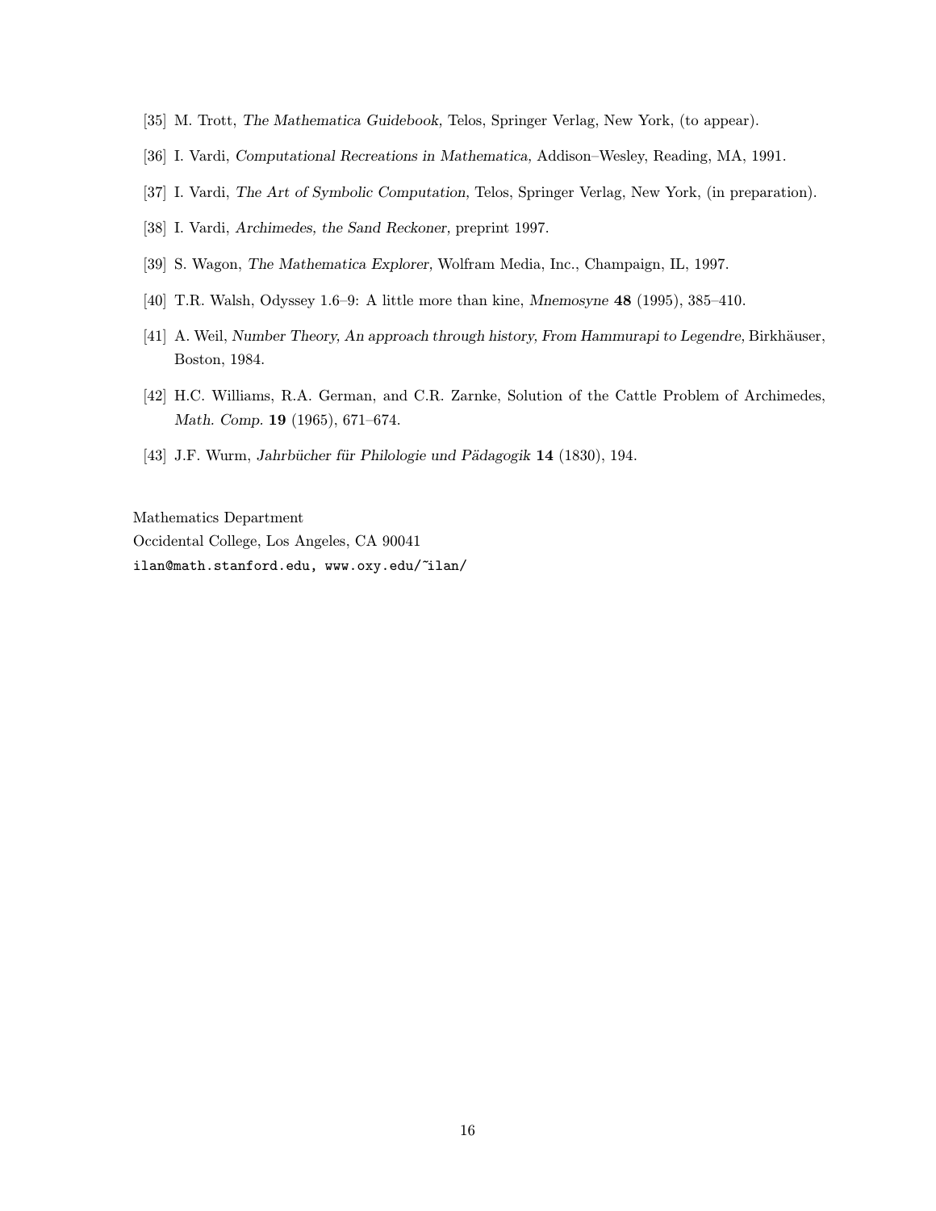[35] M. Trott, *The Mathematica Guidebook,* Telos, Springer Verlag, New York, (to appear).

[36] I. Vardi, *Computational Recreations in Mathematica,* Addison–Wesley, Reading, MA, 1991.

[37] I. Vardi, *The Art of Symbolic Computation,* Telos, Springer Verlag, New York, (in preparation).

[38] I. Vardi, *Archimedes, the Sand Reckoner,* preprint 1997.

[39] S. Wagon, *The Mathematica Explorer,* Wolfram Media, Inc., Champaign, IL, 1997.

[40] T.R. Walsh, Odyssey 1.6–9: A little more than kine, *Mnemosyne* **48** (1995), 385–410.

[41] A. Weil, *Number Theory, An approach through history, From Hammurapi to Legendre,* Birkhäuser, Boston, 1984.

[42] H.C. Williams, R.A. German, and C.R. Zarnke, Solution of the Cattle Problem of Archimedes, *Math. Comp.* **19** (1965), 671–674.

[43] J.F. Wurm, *Jahrbücher für Philologie und Pädagogik* **14** (1830), 194.

Mathematics Department
Occidental College, Los Angeles, CA 90041
`ilan@math.stanford.edu, www.oxy.edu/~ilan/`